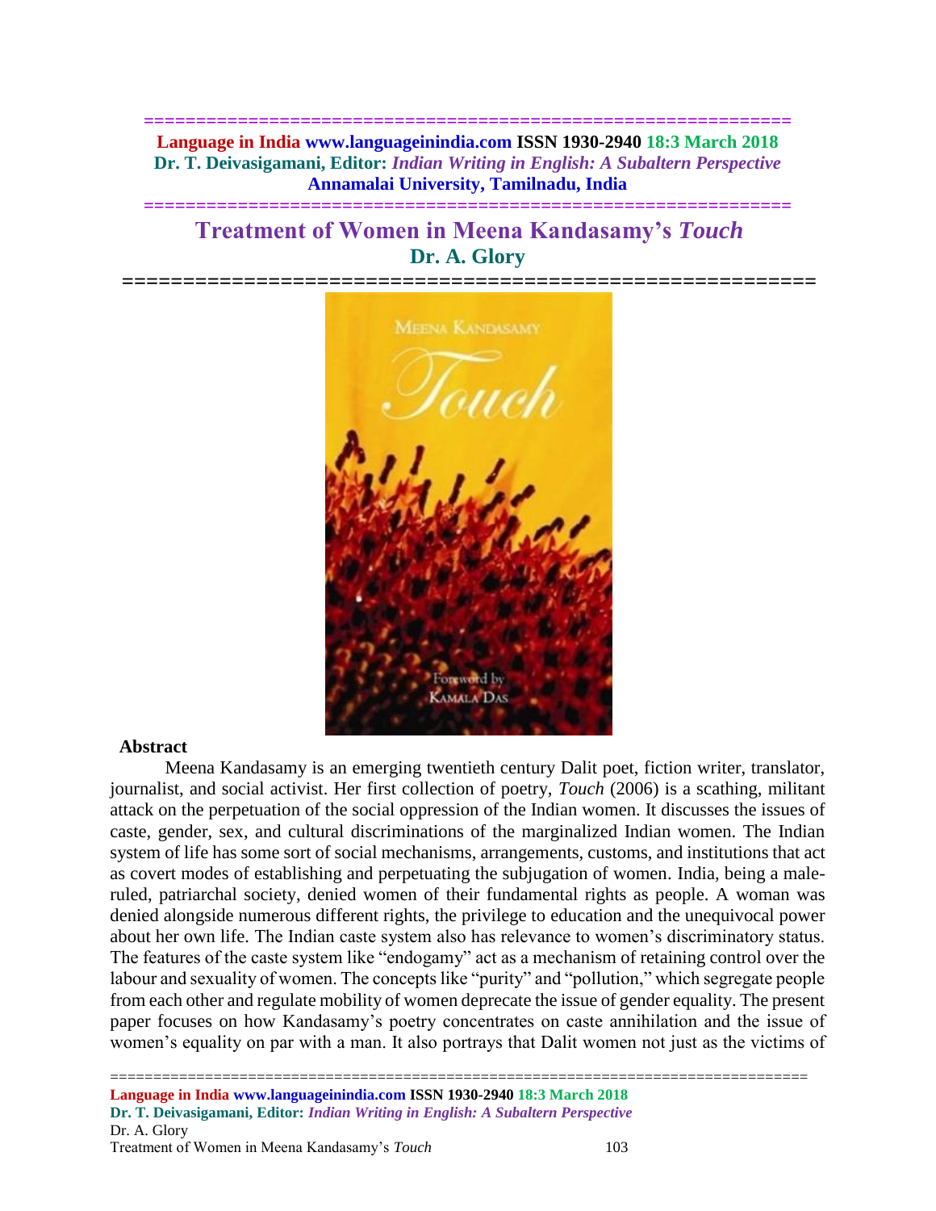# Treatment of Women in Meena Kandasamy's *Touch*

**Dr. A. Glory**

## Abstract

Meena Kandasamy is an emerging twentieth century Dalit poet, fiction writer, translator, journalist, and social activist. Her first collection of poetry, *Touch* (2006) is a scathing, militant attack on the perpetuation of the social oppression of the Indian women. It discusses the issues of caste, gender, sex, and cultural discriminations of the marginalized Indian women. The Indian system of life has some sort of social mechanisms, arrangements, customs, and institutions that act as covert modes of establishing and perpetuating the subjugation of women. India, being a male-ruled, patriarchal society, denied women of their fundamental rights as people. A woman was denied alongside numerous different rights, the privilege to education and the unequivocal power about her own life. The Indian caste system also has relevance to women's discriminatory status. The features of the caste system like "endogamy" act as a mechanism of retaining control over the labour and sexuality of women. The concepts like "purity" and "pollution," which segregate people from each other and regulate mobility of women deprecate the issue of gender equality. The present paper focuses on how Kandasamy's poetry concentrates on caste annihilation and the issue of women's equality on par with a man. It also portrays that Dalit women not just as the victims of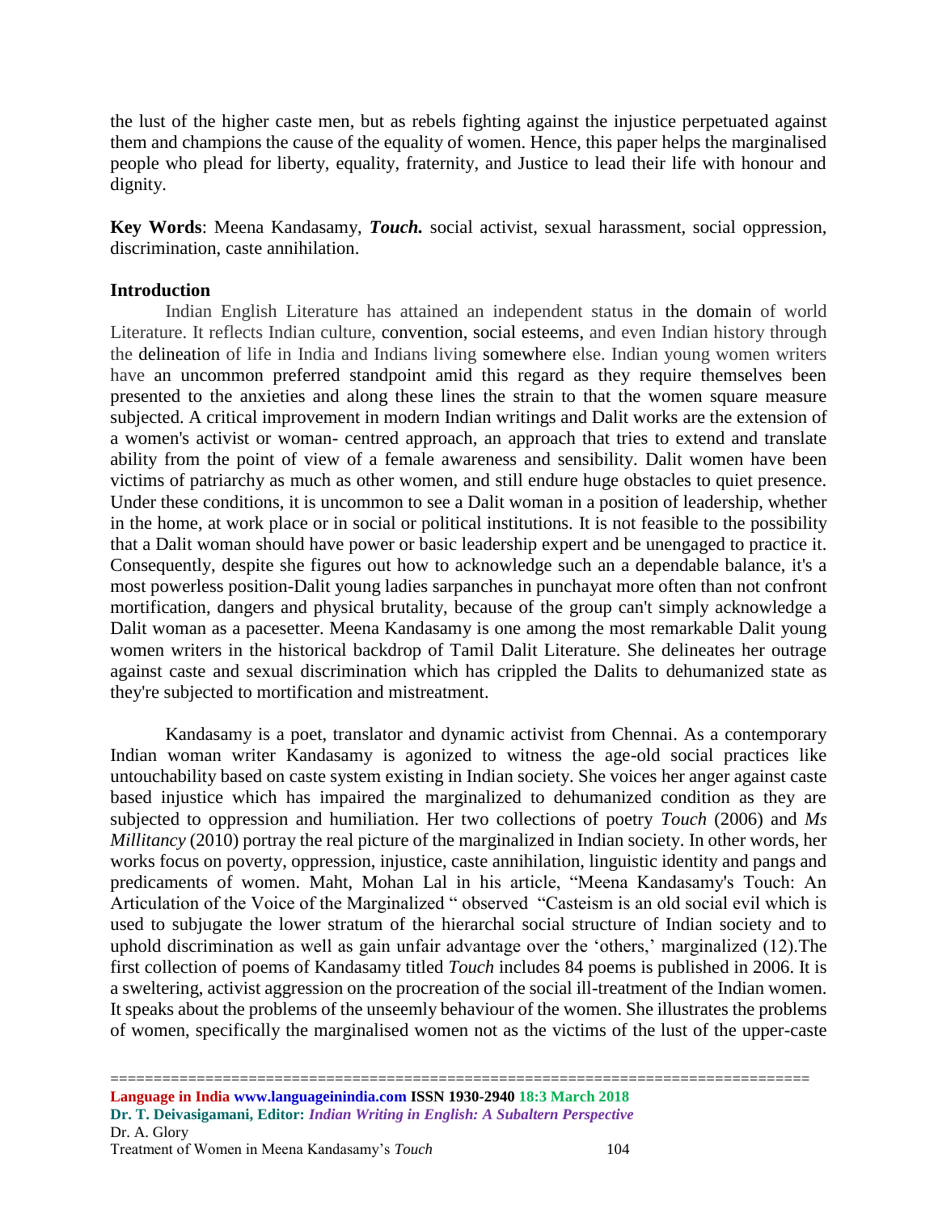the lust of the higher caste men, but as rebels fighting against the injustice perpetuated against them and champions the cause of the equality of women. Hence, this paper helps the marginalised people who plead for liberty, equality, fraternity, and Justice to lead their life with honour and dignity.

**Key Words**: Meena Kandasamy, ***Touch.*** social activist, sexual harassment, social oppression, discrimination, caste annihilation.

## Introduction

Indian English Literature has attained an independent status in the domain of world Literature. It reflects Indian culture, convention, social esteems, and even Indian history through the delineation of life in India and Indians living somewhere else. Indian young women writers have an uncommon preferred standpoint amid this regard as they require themselves been presented to the anxieties and along these lines the strain to that the women square measure subjected. A critical improvement in modern Indian writings and Dalit works are the extension of a women's activist or woman- centred approach, an approach that tries to extend and translate ability from the point of view of a female awareness and sensibility. Dalit women have been victims of patriarchy as much as other women, and still endure huge obstacles to quiet presence. Under these conditions, it is uncommon to see a Dalit woman in a position of leadership, whether in the home, at work place or in social or political institutions. It is not feasible to the possibility that a Dalit woman should have power or basic leadership expert and be unengaged to practice it. Consequently, despite she figures out how to acknowledge such an a dependable balance, it's a most powerless position-Dalit young ladies sarpanches in punchayat more often than not confront mortification, dangers and physical brutality, because of the group can't simply acknowledge a Dalit woman as a pacesetter. Meena Kandasamy is one among the most remarkable Dalit young women writers in the historical backdrop of Tamil Dalit Literature. She delineates her outrage against caste and sexual discrimination which has crippled the Dalits to dehumanized state as they're subjected to mortification and mistreatment.

Kandasamy is a poet, translator and dynamic activist from Chennai. As a contemporary Indian woman writer Kandasamy is agonized to witness the age-old social practices like untouchability based on caste system existing in Indian society. She voices her anger against caste based injustice which has impaired the marginalized to dehumanized condition as they are subjected to oppression and humiliation. Her two collections of poetry *Touch* (2006) and *Ms Millitancy* (2010) portray the real picture of the marginalized in Indian society. In other words, her works focus on poverty, oppression, injustice, caste annihilation, linguistic identity and pangs and predicaments of women. Maht, Mohan Lal in his article, "Meena Kandasamy's Touch: An Articulation of the Voice of the Marginalized " observed "Casteism is an old social evil which is used to subjugate the lower stratum of the hierarchal social structure of Indian society and to uphold discrimination as well as gain unfair advantage over the 'others,' marginalized (12).The first collection of poems of Kandasamy titled *Touch* includes 84 poems is published in 2006. It is a sweltering, activist aggression on the procreation of the social ill-treatment of the Indian women. It speaks about the problems of the unseemly behaviour of the women. She illustrates the problems of women, specifically the marginalised women not as the victims of the lust of the upper-caste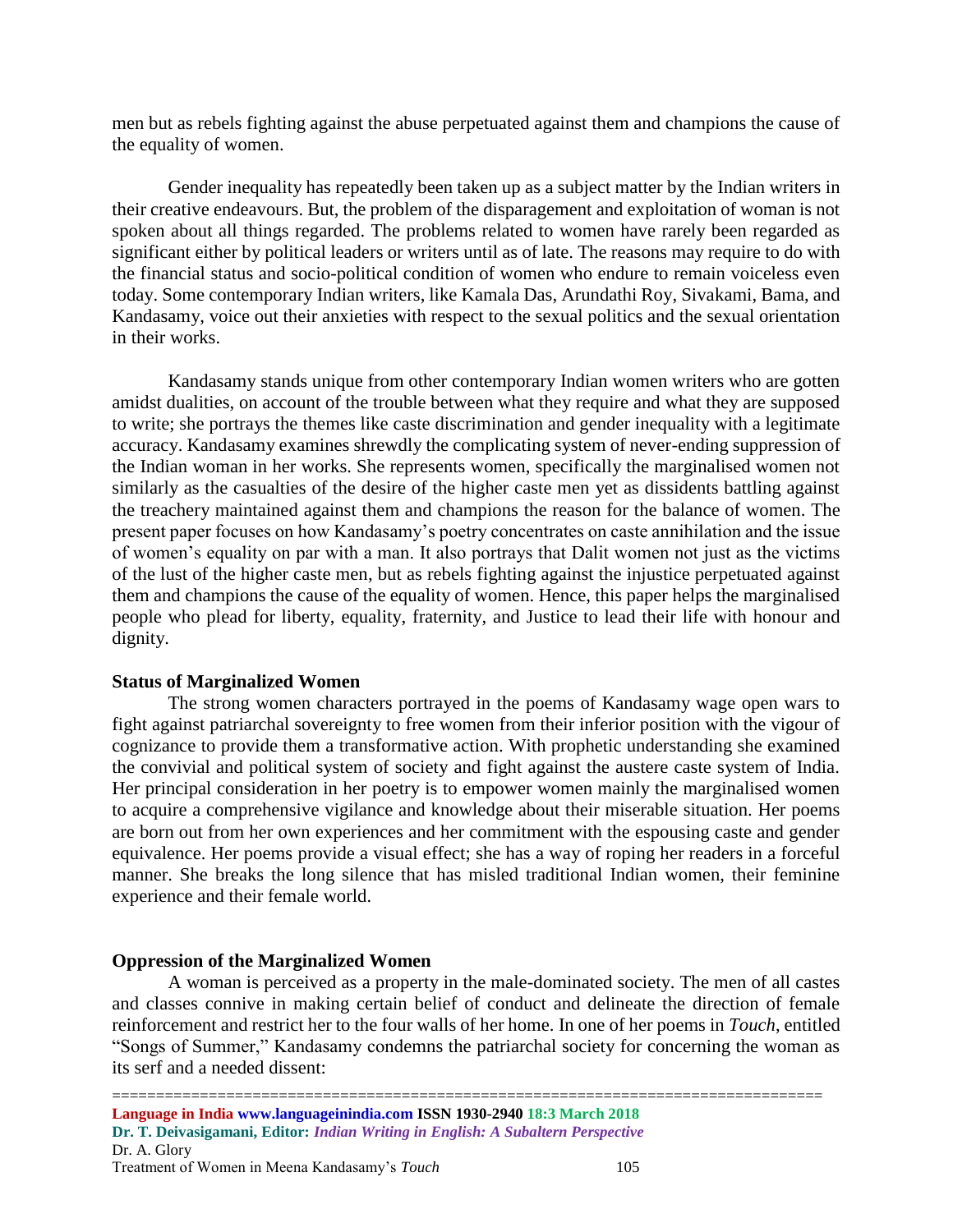men but as rebels fighting against the abuse perpetuated against them and champions the cause of the equality of women.

Gender inequality has repeatedly been taken up as a subject matter by the Indian writers in their creative endeavours. But, the problem of the disparagement and exploitation of woman is not spoken about all things regarded. The problems related to women have rarely been regarded as significant either by political leaders or writers until as of late. The reasons may require to do with the financial status and socio-political condition of women who endure to remain voiceless even today. Some contemporary Indian writers, like Kamala Das, Arundathi Roy, Sivakami, Bama, and Kandasamy, voice out their anxieties with respect to the sexual politics and the sexual orientation in their works.

Kandasamy stands unique from other contemporary Indian women writers who are gotten amidst dualities, on account of the trouble between what they require and what they are supposed to write; she portrays the themes like caste discrimination and gender inequality with a legitimate accuracy. Kandasamy examines shrewdly the complicating system of never-ending suppression of the Indian woman in her works. She represents women, specifically the marginalised women not similarly as the casualties of the desire of the higher caste men yet as dissidents battling against the treachery maintained against them and champions the reason for the balance of women. The present paper focuses on how Kandasamy's poetry concentrates on caste annihilation and the issue of women's equality on par with a man. It also portrays that Dalit women not just as the victims of the lust of the higher caste men, but as rebels fighting against the injustice perpetuated against them and champions the cause of the equality of women. Hence, this paper helps the marginalised people who plead for liberty, equality, fraternity, and Justice to lead their life with honour and dignity.

**Status of Marginalized Women**

The strong women characters portrayed in the poems of Kandasamy wage open wars to fight against patriarchal sovereignty to free women from their inferior position with the vigour of cognizance to provide them a transformative action. With prophetic understanding she examined the convivial and political system of society and fight against the austere caste system of India. Her principal consideration in her poetry is to empower women mainly the marginalised women to acquire a comprehensive vigilance and knowledge about their miserable situation. Her poems are born out from her own experiences and her commitment with the espousing caste and gender equivalence. Her poems provide a visual effect; she has a way of roping her readers in a forceful manner. She breaks the long silence that has misled traditional Indian women, their feminine experience and their female world.

**Oppression of the Marginalized Women**

A woman is perceived as a property in the male-dominated society. The men of all castes and classes connive in making certain belief of conduct and delineate the direction of female reinforcement and restrict her to the four walls of her home. In one of her poems in *Touch*, entitled "Songs of Summer," Kandasamy condemns the patriarchal society for concerning the woman as its serf and a needed dissent: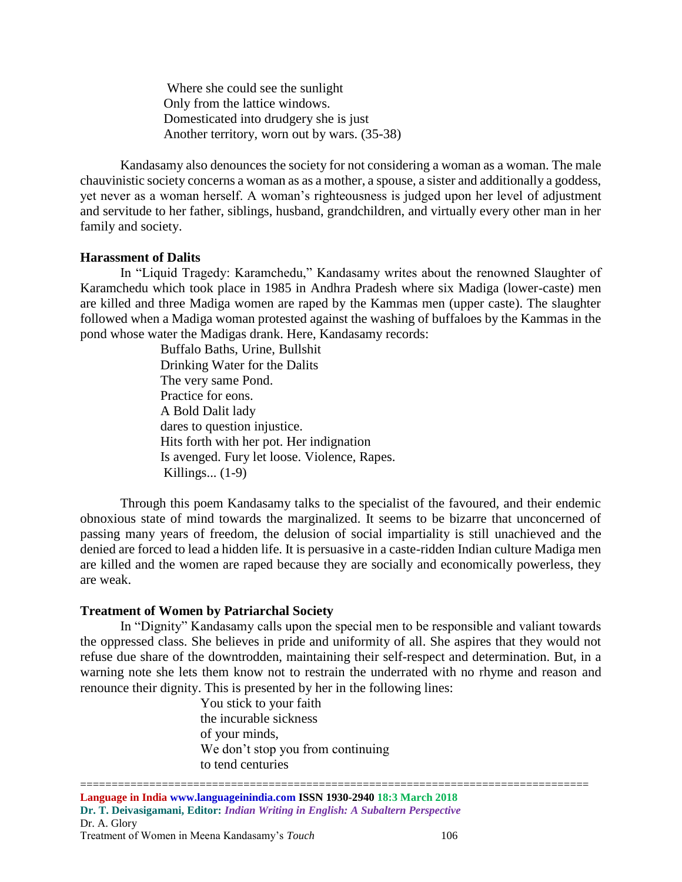Where she could see the sunlight  
Only from the lattice windows.  
Domesticated into drudgery she is just  
Another territory, worn out by wars. (35-38)

Kandasamy also denounces the society for not considering a woman as a woman. The male chauvinistic society concerns a woman as as a mother, a spouse, a sister and additionally a goddess, yet never as a woman herself. A woman's righteousness is judged upon her level of adjustment and servitude to her father, siblings, husband, grandchildren, and virtually every other man in her family and society.

**Harassment of Dalits**

In "Liquid Tragedy: Karamchedu," Kandasamy writes about the renowned Slaughter of Karamchedu which took place in 1985 in Andhra Pradesh where six Madiga (lower-caste) men are killed and three Madiga women are raped by the Kammas men (upper caste). The slaughter followed when a Madiga woman protested against the washing of buffaloes by the Kammas in the pond whose water the Madigas drank. Here, Kandasamy records:

Buffalo Baths, Urine, Bullshit  
Drinking Water for the Dalits  
The very same Pond.  
Practice for eons.  
A Bold Dalit lady  
dares to question injustice.  
Hits forth with her pot. Her indignation  
Is avenged. Fury let loose. Violence, Rapes.  
Killings... (1-9)

Through this poem Kandasamy talks to the specialist of the favoured, and their endemic obnoxious state of mind towards the marginalized. It seems to be bizarre that unconcerned of passing many years of freedom, the delusion of social impartiality is still unachieved and the denied are forced to lead a hidden life. It is persuasive in a caste-ridden Indian culture Madiga men are killed and the women are raped because they are socially and economically powerless, they are weak.

**Treatment of Women by Patriarchal Society**

In "Dignity" Kandasamy calls upon the special men to be responsible and valiant towards the oppressed class. She believes in pride and uniformity of all. She aspires that they would not refuse due share of the downtrodden, maintaining their self-respect and determination. But, in a warning note she lets them know not to restrain the underrated with no rhyme and reason and renounce their dignity. This is presented by her in the following lines:

You stick to your faith  
the incurable sickness  
of your minds,  
We don't stop you from continuing  
to tend centuries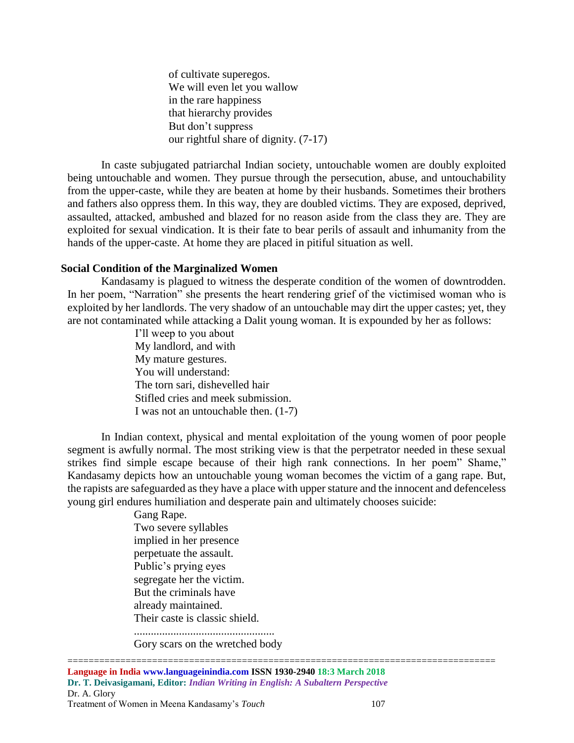of cultivate superegos.  
We will even let you wallow  
in the rare happiness  
that hierarchy provides  
But don't suppress  
our rightful share of dignity. (7-17)

In caste subjugated patriarchal Indian society, untouchable women are doubly exploited being untouchable and women. They pursue through the persecution, abuse, and untouchability from the upper-caste, while they are beaten at home by their husbands. Sometimes their brothers and fathers also oppress them. In this way, they are doubled victims. They are exposed, deprived, assaulted, attacked, ambushed and blazed for no reason aside from the class they are. They are exploited for sexual vindication. It is their fate to bear perils of assault and inhumanity from the hands of the upper-caste. At home they are placed in pitiful situation as well.

**Social Condition of the Marginalized Women**

Kandasamy is plagued to witness the desperate condition of the women of downtrodden. In her poem, "Narration" she presents the heart rendering grief of the victimised woman who is exploited by her landlords. The very shadow of an untouchable may dirt the upper castes; yet, they are not contaminated while attacking a Dalit young woman. It is expounded by her as follows:

I'll weep to you about  
My landlord, and with  
My mature gestures.  
You will understand:  
The torn sari, dishevelled hair  
Stifled cries and meek submission.  
I was not an untouchable then. (1-7)

In Indian context, physical and mental exploitation of the young women of poor people segment is awfully normal. The most striking view is that the perpetrator needed in these sexual strikes find simple escape because of their high rank connections. In her poem" Shame," Kandasamy depicts how an untouchable young woman becomes the victim of a gang rape. But, the rapists are safeguarded as they have a place with upper stature and the innocent and defenceless young girl endures humiliation and desperate pain and ultimately chooses suicide:

Gang Rape.  
Two severe syllables  
implied in her presence  
perpetuate the assault.  
Public's prying eyes  
segregate her the victim.  
But the criminals have  
already maintained.  
Their caste is classic shield.  
.................................................  
Gory scars on the wretched body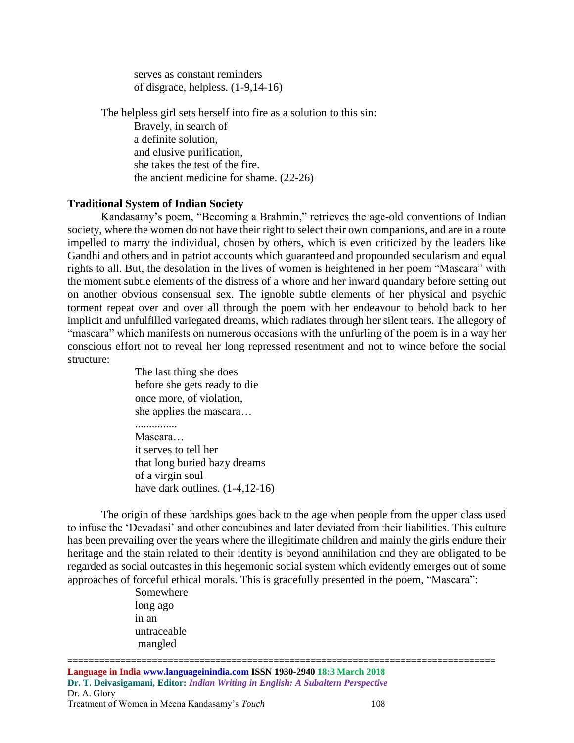serves as constant reminders  
of disgrace, helpless. (1-9,14-16)

The helpless girl sets herself into fire as a solution to this sin:

> Bravely, in search of  
> a definite solution,  
> and elusive purification,  
> she takes the test of the fire.  
> the ancient medicine for shame. (22-26)

### Traditional System of Indian Society

Kandasamy's poem, "Becoming a Brahmin," retrieves the age-old conventions of Indian society, where the women do not have their right to select their own companions, and are in a route impelled to marry the individual, chosen by others, which is even criticized by the leaders like Gandhi and others and in patriot accounts which guaranteed and propounded secularism and equal rights to all. But, the desolation in the lives of women is heightened in her poem "Mascara" with the moment subtle elements of the distress of a whore and her inward quandary before setting out on another obvious consensual sex. The ignoble subtle elements of her physical and psychic torment repeat over and over all through the poem with her endeavour to behold back to her implicit and unfulfilled variegated dreams, which radiates through her silent tears. The allegory of "mascara" which manifests on numerous occasions with the unfurling of the poem is in a way her conscious effort not to reveal her long repressed resentment and not to wince before the social structure:

> The last thing she does  
> before she gets ready to die  
> once more, of violation,  
> she applies the mascara…  
> ...............  
> Mascara…  
> it serves to tell her  
> that long buried hazy dreams  
> of a virgin soul  
> have dark outlines. (1-4,12-16)

The origin of these hardships goes back to the age when people from the upper class used to infuse the 'Devadasi' and other concubines and later deviated from their liabilities. This culture has been prevailing over the years where the illegitimate children and mainly the girls endure their heritage and the stain related to their identity is beyond annihilation and they are obligated to be regarded as social outcastes in this hegemonic social system which evidently emerges out of some approaches of forceful ethical morals. This is gracefully presented in the poem, "Mascara":

> Somewhere  
> long ago  
> in an  
> untraceable  
> mangled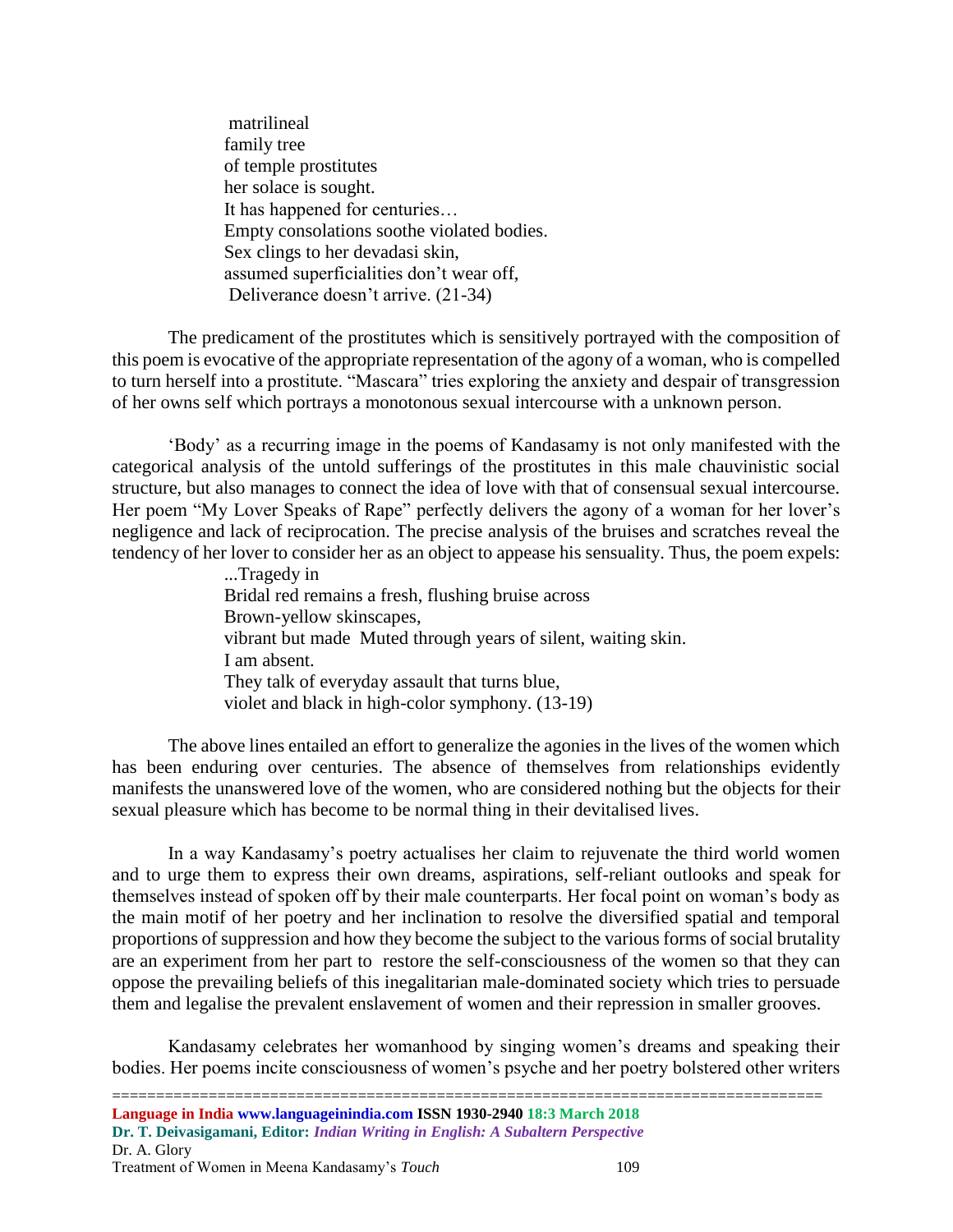matrilineal
family tree
of temple prostitutes
her solace is sought.
It has happened for centuries…
Empty consolations soothe violated bodies.
Sex clings to her devadasi skin,
assumed superficialities don't wear off,
Deliverance doesn't arrive. (21-34)

The predicament of the prostitutes which is sensitively portrayed with the composition of this poem is evocative of the appropriate representation of the agony of a woman, who is compelled to turn herself into a prostitute. "Mascara" tries exploring the anxiety and despair of transgression of her owns self which portrays a monotonous sexual intercourse with a unknown person.

'Body' as a recurring image in the poems of Kandasamy is not only manifested with the categorical analysis of the untold sufferings of the prostitutes in this male chauvinistic social structure, but also manages to connect the idea of love with that of consensual sexual intercourse. Her poem "My Lover Speaks of Rape" perfectly delivers the agony of a woman for her lover's negligence and lack of reciprocation. The precise analysis of the bruises and scratches reveal the tendency of her lover to consider her as an object to appease his sensuality. Thus, the poem expels:

...Tragedy in
Bridal red remains a fresh, flushing bruise across
Brown-yellow skinscapes,
vibrant but made Muted through years of silent, waiting skin.
I am absent.
They talk of everyday assault that turns blue,
violet and black in high-color symphony. (13-19)

The above lines entailed an effort to generalize the agonies in the lives of the women which has been enduring over centuries. The absence of themselves from relationships evidently manifests the unanswered love of the women, who are considered nothing but the objects for their sexual pleasure which has become to be normal thing in their devitalised lives.

In a way Kandasamy's poetry actualises her claim to rejuvenate the third world women and to urge them to express their own dreams, aspirations, self-reliant outlooks and speak for themselves instead of spoken off by their male counterparts. Her focal point on woman's body as the main motif of her poetry and her inclination to resolve the diversified spatial and temporal proportions of suppression and how they become the subject to the various forms of social brutality are an experiment from her part to restore the self-consciousness of the women so that they can oppose the prevailing beliefs of this inegalitarian male-dominated society which tries to persuade them and legalise the prevalent enslavement of women and their repression in smaller grooves.

Kandasamy celebrates her womanhood by singing women's dreams and speaking their bodies. Her poems incite consciousness of women's psyche and her poetry bolstered other writers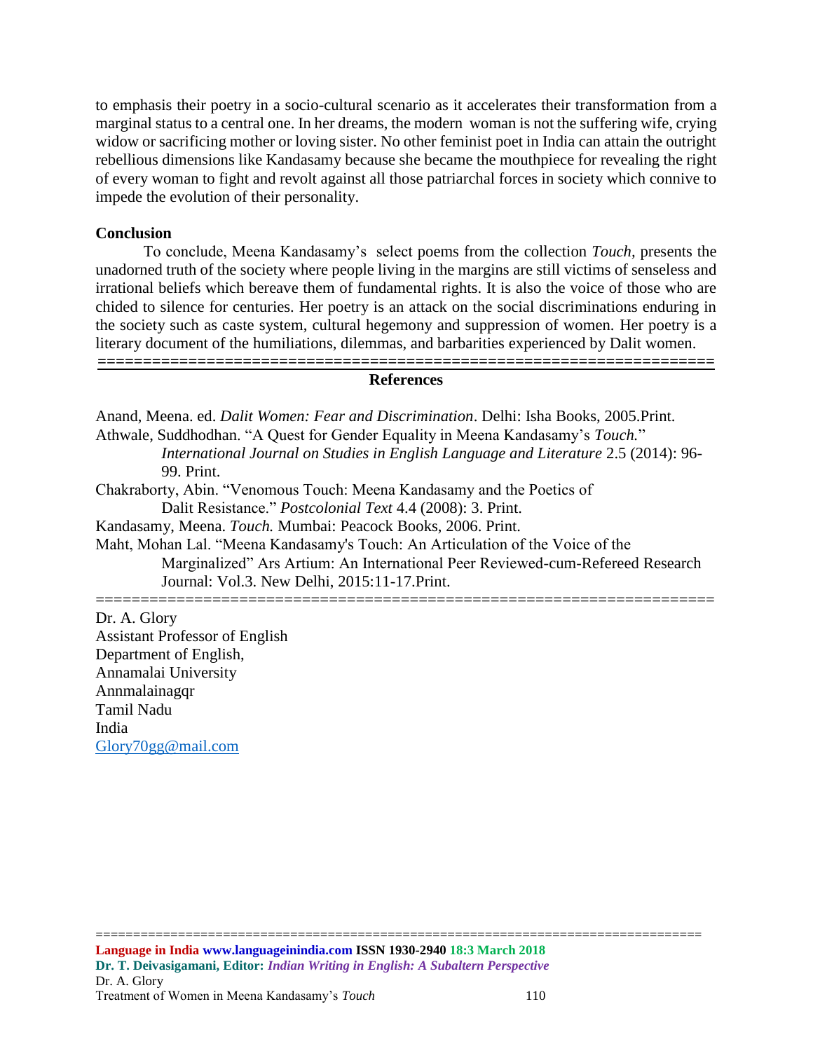to emphasis their poetry in a socio-cultural scenario as it accelerates their transformation from a marginal status to a central one. In her dreams, the modern woman is not the suffering wife, crying widow or sacrificing mother or loving sister. No other feminist poet in India can attain the outright rebellious dimensions like Kandasamy because she became the mouthpiece for revealing the right of every woman to fight and revolt against all those patriarchal forces in society which connive to impede the evolution of their personality.

**Conclusion**

To conclude, Meena Kandasamy's select poems from the collection *Touch*, presents the unadorned truth of the society where people living in the margins are still victims of senseless and irrational beliefs which bereave them of fundamental rights. It is also the voice of those who are chided to silence for centuries. Her poetry is an attack on the social discriminations enduring in the society such as caste system, cultural hegemony and suppression of women. Her poetry is a literary document of the humiliations, dilemmas, and barbarities experienced by Dalit women.

======================================================================

**References**

Anand, Meena. ed. *Dalit Women: Fear and Discrimination*. Delhi: Isha Books, 2005.Print.

Athwale, Suddhodhan. "A Quest for Gender Equality in Meena Kandasamy's *Touch.*" *International Journal on Studies in English Language and Literature* 2.5 (2014): 96-99. Print.

Chakraborty, Abin. "Venomous Touch: Meena Kandasamy and the Poetics of Dalit Resistance." *Postcolonial Text* 4.4 (2008): 3. Print.

Kandasamy, Meena. *Touch.* Mumbai: Peacock Books, 2006. Print.

Maht, Mohan Lal. "Meena Kandasamy's Touch: An Articulation of the Voice of the Marginalized" Ars Artium: An International Peer Reviewed-cum-Refereed Research Journal: Vol.3. New Delhi, 2015:11-17.Print.

======================================================================

Dr. A. Glory
Assistant Professor of English
Department of English,
Annamalai University
Annmalainagqr
Tamil Nadu
India
Glory70gg@mail.com